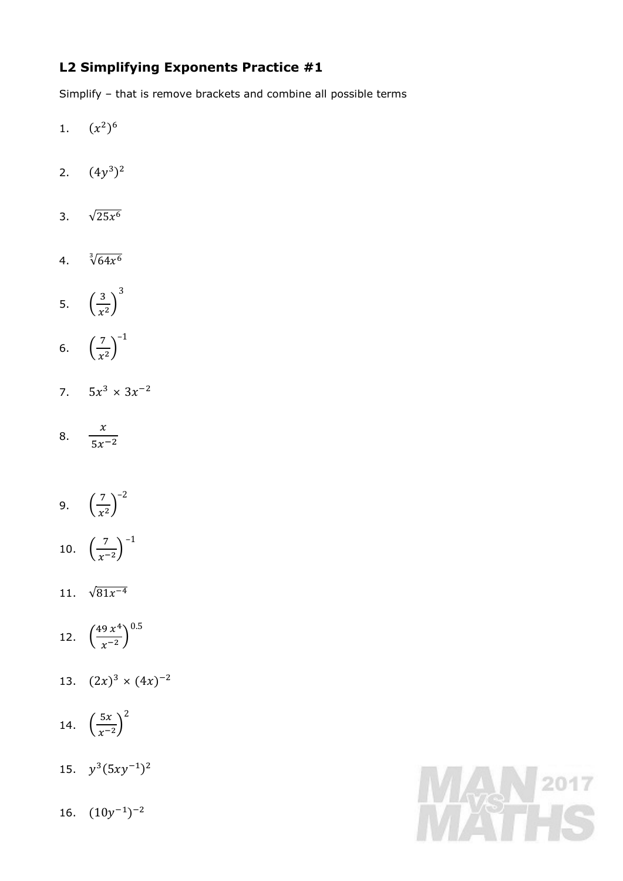## L2 Simplifying Exponents Practice #1

Simplify – that is remove brackets and combine all possible terms

1. $(x^2)^6$

2. $(4y^3)^2$

3. $\sqrt{25x^6}$

4. $\sqrt[3]{64x^6}$

5. $\left(\frac{3}{x^2}\right)^3$

6. $\left(\frac{7}{x^2}\right)^{-1}$

7. $5x^3 \times 3x^{-2}$

8. $\frac{x}{5x^{-2}}$

9. $\left(\frac{7}{x^2}\right)^{-2}$

10. $\left(\frac{7}{x^{-2}}\right)^{-1}$

11. $\sqrt{81x^{-4}}$

12. $\left(\frac{49\,x^4}{x^{-2}}\right)^{0.5}$

13. $(2x)^3 \times (4x)^{-2}$

14. $\left(\frac{5x}{x^{-2}}\right)^2$

15. $y^3(5xy^{-1})^2$

16. $(10y^{-1})^{-2}$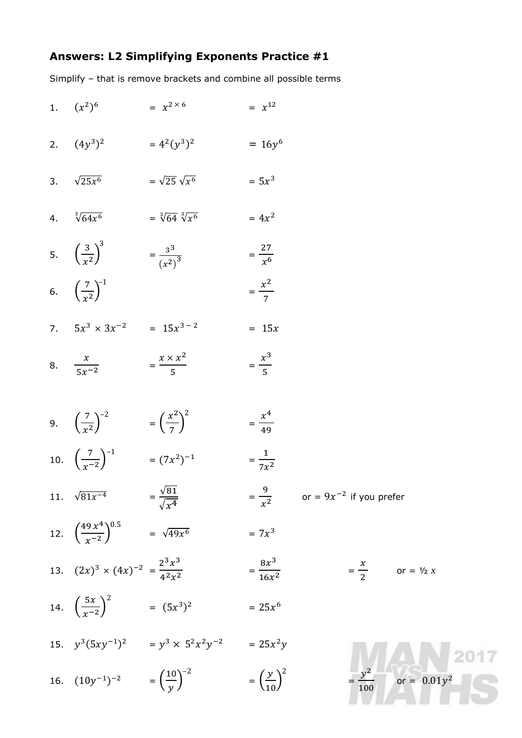### Answers: L2 Simplifying Exponents Practice #1

Simplify – that is remove brackets and combine all possible terms

1. $(x^2)^6 \quad = x^{2 \times 6} \quad = x^{12}$

2. $(4y^3)^2 \quad = 4^2(y^3)^2 \quad = 16y^6$

3. $\sqrt{25x^6} \quad = \sqrt{25}\,\sqrt{x^6} \quad = 5x^3$

4. $\sqrt[3]{64x^6} \quad = \sqrt[3]{64}\,\sqrt[3]{x^6} \quad = 4x^2$

5. $\left(\frac{3}{x^2}\right)^3 \quad = \frac{3^3}{(x^2)^3} \quad = \frac{27}{x^6}$

6. $\left(\frac{7}{x^2}\right)^{-1} \quad = \frac{x^2}{7}$

7. $5x^3 \times 3x^{-2} \quad = 15x^{3-2} \quad = 15x$

8. $\frac{x}{5x^{-2}} \quad = \frac{x \times x^2}{5} \quad = \frac{x^3}{5}$

9. $\left(\frac{7}{x^2}\right)^{-2} \quad = \left(\frac{x^2}{7}\right)^2 \quad = \frac{x^4}{49}$

10. $\left(\frac{7}{x^{-2}}\right)^{-1} \quad = (7x^2)^{-1} \quad = \frac{1}{7x^2}$

11. $\sqrt{81x^{-4}} \quad = \frac{\sqrt{81}}{\sqrt{x^4}} \quad = \frac{9}{x^2}$ or $= 9x^{-2}$ if you prefer

12. $\left(\frac{49\,x^4}{x^{-2}}\right)^{0.5} \quad = \sqrt{49x^6} \quad = 7x^3$

13. $(2x)^3 \times (4x)^{-2} \quad = \frac{2^3x^3}{4^2x^2} \quad = \frac{8x^3}{16x^2} \quad = \frac{x}{2}$ or $= ½\,x$

14. $\left(\frac{5x}{x^{-2}}\right)^2 \quad = (5x^3)^2 \quad = 25x^6$

15. $y^3(5xy^{-1})^2 \quad = y^3 \times 5^2x^2y^{-2} \quad = 25x^2y$

16. $(10y^{-1})^{-2} \quad = \left(\frac{10}{y}\right)^{-2} \quad = \left(\frac{y}{10}\right)^2 \quad = \frac{y^2}{100}$ or $= 0.01y^2$